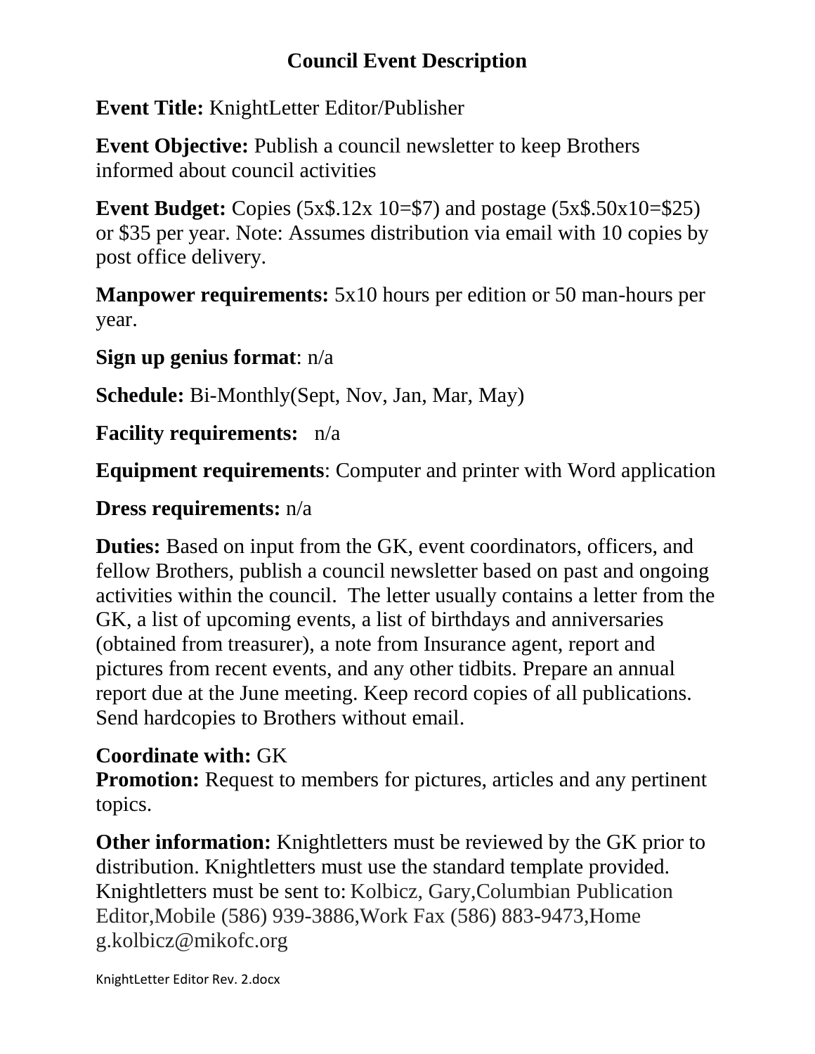# Council Event Description

**Event Title:** KnightLetter Editor/Publisher

**Event Objective:** Publish a council newsletter to keep Brothers informed about council activities

**Event Budget:** Copies (5x$.12x 10=$7) and postage (5x$.50x10=$25) or $35 per year. Note: Assumes distribution via email with 10 copies by post office delivery.

**Manpower requirements:** 5x10 hours per edition or 50 man-hours per year.

**Sign up genius format**: n/a

**Schedule:** Bi-Monthly(Sept, Nov, Jan, Mar, May)

**Facility requirements:** n/a

**Equipment requirements**: Computer and printer with Word application

**Dress requirements:** n/a

**Duties:** Based on input from the GK, event coordinators, officers, and fellow Brothers, publish a council newsletter based on past and ongoing activities within the council. The letter usually contains a letter from the GK, a list of upcoming events, a list of birthdays and anniversaries (obtained from treasurer), a note from Insurance agent, report and pictures from recent events, and any other tidbits. Prepare an annual report due at the June meeting. Keep record copies of all publications. Send hardcopies to Brothers without email.

**Coordinate with:** GK
**Promotion:** Request to members for pictures, articles and any pertinent topics.

**Other information:** Knightletters must be reviewed by the GK prior to distribution. Knightletters must use the standard template provided. Knightletters must be sent to: Kolbicz, Gary,Columbian Publication Editor,Mobile (586) 939-3886,Work Fax (586) 883-9473,Home g.kolbicz@mikofc.org

KnightLetter Editor Rev. 2.docx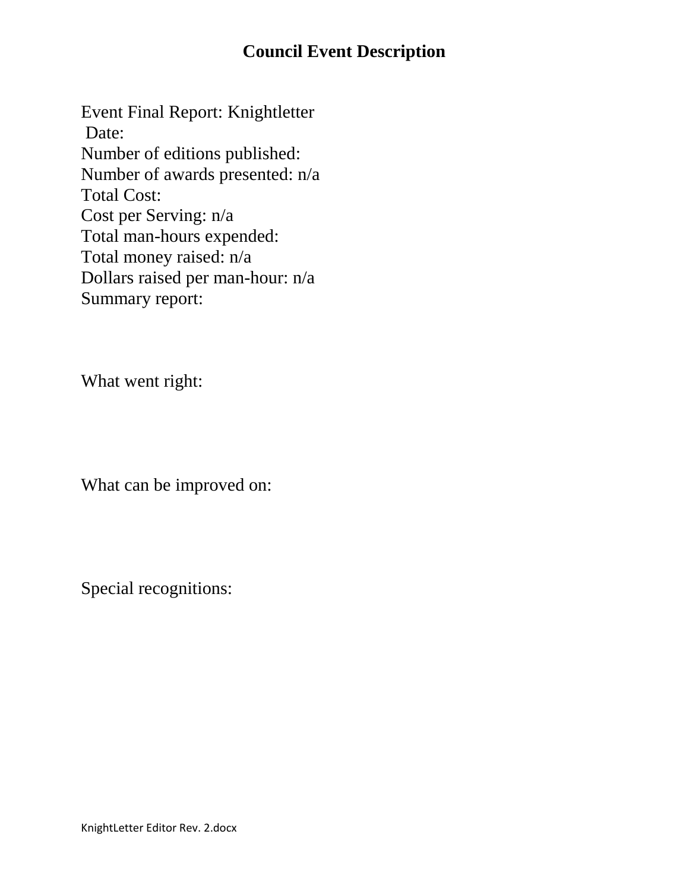# Council Event Description

Event Final Report: Knightletter
Date:
Number of editions published:
Number of awards presented: n/a
Total Cost:
Cost per Serving: n/a
Total man-hours expended:
Total money raised: n/a
Dollars raised per man-hour: n/a
Summary report:

What went right:

What can be improved on:

Special recognitions:

KnightLetter Editor Rev. 2.docx